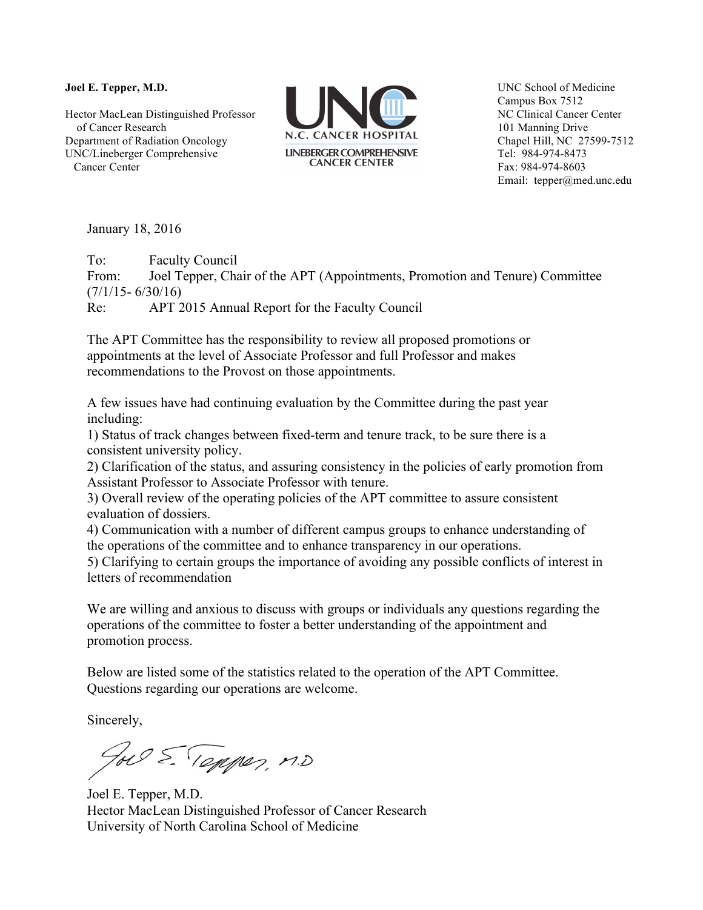**Joel E. Tepper, M.D.**

Hector MacLean Distinguished Professor of Cancer Research
Department of Radiation Oncology
UNC/Lineberger Comprehensive Cancer Center

N.C. CANCER HOSPITAL
LINEBERGER COMPREHENSIVE CANCER CENTER

UNC School of Medicine
Campus Box 7512
NC Clinical Cancer Center
101 Manning Drive
Chapel Hill, NC 27599-7512
Tel: 984-974-8473
Fax: 984-974-8603
Email: tepper@med.unc.edu

January 18, 2016

To: Faculty Council
From: Joel Tepper, Chair of the APT (Appointments, Promotion and Tenure) Committee (7/1/15- 6/30/16)
Re: APT 2015 Annual Report for the Faculty Council

The APT Committee has the responsibility to review all proposed promotions or appointments at the level of Associate Professor and full Professor and makes recommendations to the Provost on those appointments.

A few issues have had continuing evaluation by the Committee during the past year including:

1) Status of track changes between fixed-term and tenure track, to be sure there is a consistent university policy.
2) Clarification of the status, and assuring consistency in the policies of early promotion from Assistant Professor to Associate Professor with tenure.
3) Overall review of the operating policies of the APT committee to assure consistent evaluation of dossiers.
4) Communication with a number of different campus groups to enhance understanding of the operations of the committee and to enhance transparency in our operations.
5) Clarifying to certain groups the importance of avoiding any possible conflicts of interest in letters of recommendation

We are willing and anxious to discuss with groups or individuals any questions regarding the operations of the committee to foster a better understanding of the appointment and promotion process.

Below are listed some of the statistics related to the operation of the APT Committee. Questions regarding our operations are welcome.

Sincerely,

Joel E. Tepper, M.D.

Joel E. Tepper, M.D.
Hector MacLean Distinguished Professor of Cancer Research
University of North Carolina School of Medicine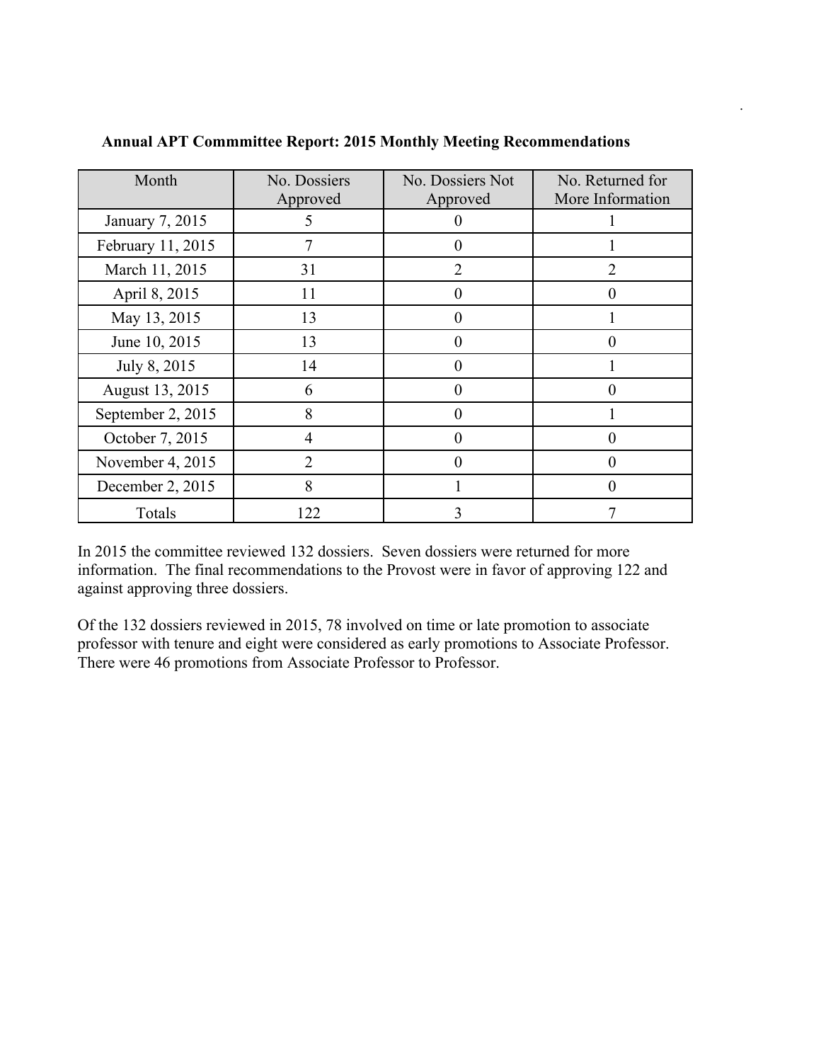**Annual APT Commmittee Report: 2015 Monthly Meeting Recommendations**

| Month | No. Dossiers Approved | No. Dossiers Not Approved | No. Returned for More Information |
|---|---|---|---|
| January 7, 2015 | 5 | 0 | 1 |
| February 11, 2015 | 7 | 0 | 1 |
| March 11, 2015 | 31 | 2 | 2 |
| April 8, 2015 | 11 | 0 | 0 |
| May 13, 2015 | 13 | 0 | 1 |
| June 10, 2015 | 13 | 0 | 0 |
| July 8, 2015 | 14 | 0 | 1 |
| August 13, 2015 | 6 | 0 | 0 |
| September 2, 2015 | 8 | 0 | 1 |
| October 7, 2015 | 4 | 0 | 0 |
| November 4, 2015 | 2 | 0 | 0 |
| December 2, 2015 | 8 | 1 | 0 |
| Totals | 122 | 3 | 7 |

In 2015 the committee reviewed 132 dossiers. Seven dossiers were returned for more information. The final recommendations to the Provost were in favor of approving 122 and against approving three dossiers.

Of the 132 dossiers reviewed in 2015, 78 involved on time or late promotion to associate professor with tenure and eight were considered as early promotions to Associate Professor. There were 46 promotions from Associate Professor to Professor.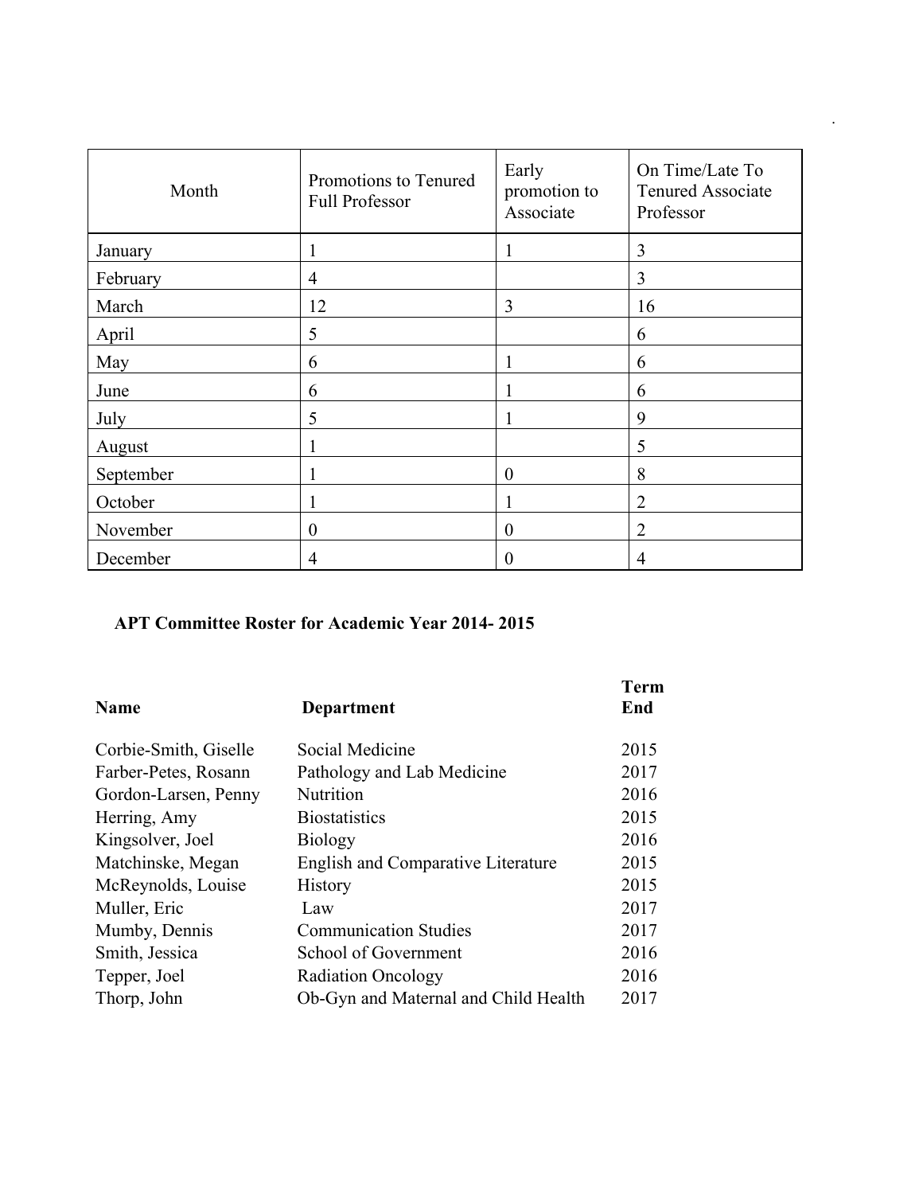| Month | Promotions to Tenured Full Professor | Early promotion to Associate | On Time/Late To Tenured Associate Professor |
|---|---|---|---|
| January | 1 | 1 | 3 |
| February | 4 | | 3 |
| March | 12 | 3 | 16 |
| April | 5 | | 6 |
| May | 6 | 1 | 6 |
| June | 6 | 1 | 6 |
| July | 5 | 1 | 9 |
| August | 1 | | 5 |
| September | 1 | 0 | 8 |
| October | 1 | 1 | 2 |
| November | 0 | 0 | 2 |
| December | 4 | 0 | 4 |

**APT Committee Roster for Academic Year 2014- 2015**

| **Name** | **Department** | **Term End** |
|---|---|---|
| Corbie-Smith, Giselle | Social Medicine | 2015 |
| Farber-Petes, Rosann | Pathology and Lab Medicine | 2017 |
| Gordon-Larsen, Penny | Nutrition | 2016 |
| Herring, Amy | Biostatistics | 2015 |
| Kingsolver, Joel | Biology | 2016 |
| Matchinske, Megan | English and Comparative Literature | 2015 |
| McReynolds, Louise | History | 2015 |
| Muller, Eric | Law | 2017 |
| Mumby, Dennis | Communication Studies | 2017 |
| Smith, Jessica | School of Government | 2016 |
| Tepper, Joel | Radiation Oncology | 2016 |
| Thorp, John | Ob-Gyn and Maternal and Child Health | 2017 |